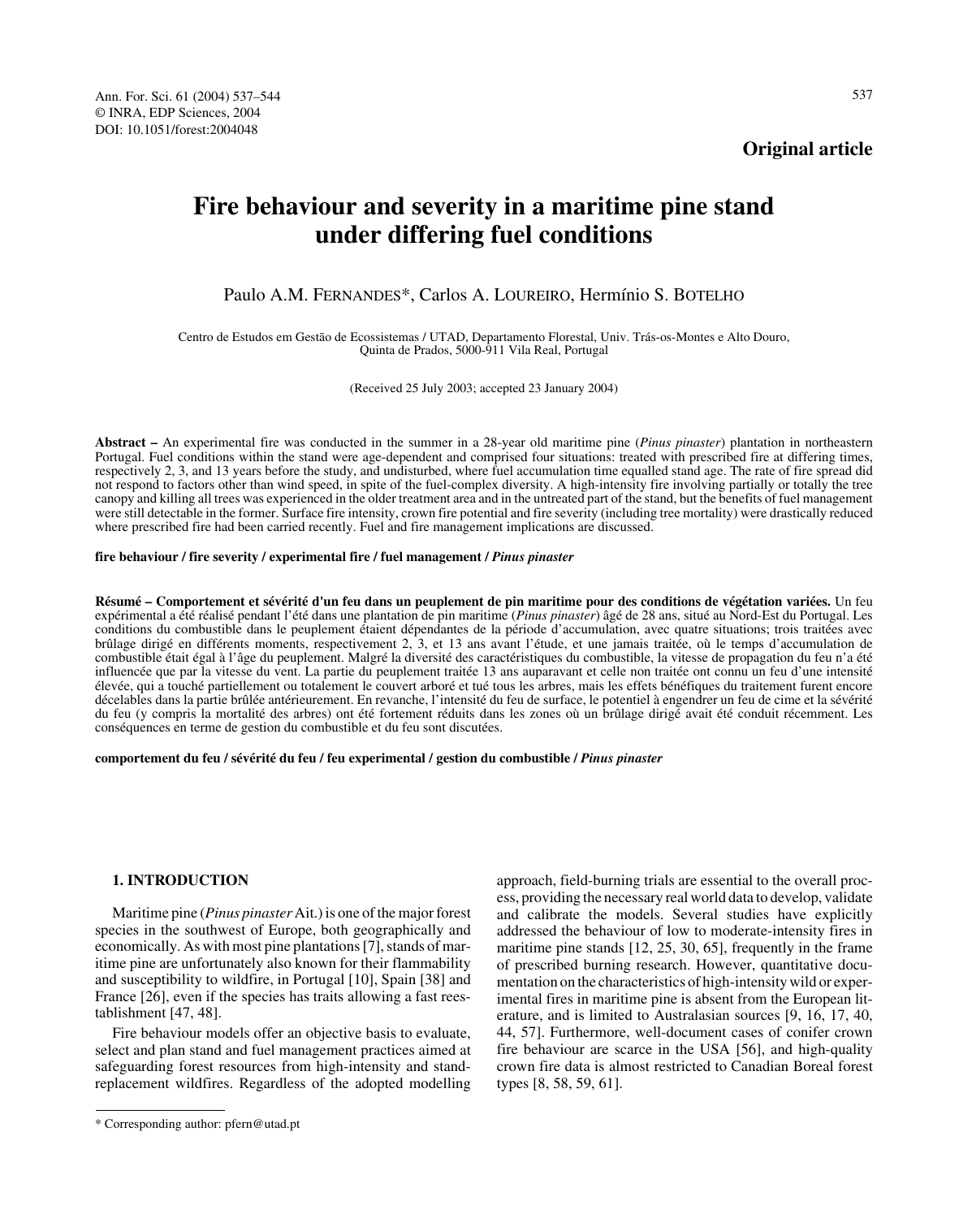**Original article**

# Fire behaviour and severity in a maritime pine stand under differing fuel conditions

Paulo A.M. FERNANDES*, Carlos A. LOUREIRO, Hermínio S. BOTELHO

Centro de Estudos em Gestão de Ecossistemas / UTAD, Departamento Florestal, Univ. Trás-os-Montes e Alto Douro, Quinta de Prados, 5000-911 Vila Real, Portugal

(Received 25 July 2003; accepted 23 January 2004)

**Abstract** – An experimental fire was conducted in the summer in a 28-year old maritime pine (*Pinus pinaster*) plantation in northeastern Portugal. Fuel conditions within the stand were age-dependent and comprised four situations: treated with prescribed fire at differing times, respectively 2, 3, and 13 years before the study, and undisturbed, where fuel accumulation time equalled stand age. The rate of fire spread did not respond to factors other than wind speed, in spite of the fuel-complex diversity. A high-intensity fire involving partially or totally the tree canopy and killing all trees was experienced in the older treatment area and in the untreated part of the stand, but the benefits of fuel management were still detectable in the former. Surface fire intensity, crown fire potential and fire severity (including tree mortality) were drastically reduced where prescribed fire had been carried recently. Fuel and fire management implications are discussed.

**fire behaviour / fire severity / experimental fire / fuel management / *Pinus pinaster***

**Résumé – Comportement et sévérité d'un feu dans un peuplement de pin maritime pour des conditions de végétation variées.** Un feu expérimental a été réalisé pendant l'été dans une plantation de pin maritime (*Pinus pinaster*) âgé de 28 ans, situé au Nord-Est du Portugal. Les conditions du combustible dans le peuplement étaient dépendantes de la période d'accumulation, avec quatre situations; trois traitées avec brûlage dirigé en différents moments, respectivement 2, 3, et 13 ans avant l'étude, et une jamais traitée, où le temps d'accumulation de combustible était égal à l'âge du peuplement. Malgré la diversité des caractéristiques du combustible, la vitesse de propagation du feu n'a été influencée que par la vitesse du vent. La partie du peuplement traitée 13 ans auparavant et celle non traitée ont connu un feu d'une intensité élevée, qui a touché partiellement ou totalement le couvert arboré et tué tous les arbres, mais les effets bénéfiques du traitement furent encore décelables dans la partie brûlée antérieurement. En revanche, l'intensité du feu de surface, le potentiel à engendrer un feu de cime et la sévérité du feu (y compris la mortalité des arbres) ont été fortement réduits dans les zones où un brûlage dirigé avait été conduit récemment. Les conséquences en terme de gestion du combustible et du feu sont discutées.

**comportement du feu / sévérité du feu / feu experimental / gestion du combustible / *Pinus pinaster***

## 1. INTRODUCTION

Maritime pine (*Pinus pinaster* Ait.) is one of the major forest species in the southwest of Europe, both geographically and economically. As with most pine plantations [7], stands of maritime pine are unfortunately also known for their flammability and susceptibility to wildfire, in Portugal [10], Spain [38] and France [26], even if the species has traits allowing a fast reestablishment [47, 48].

Fire behaviour models offer an objective basis to evaluate, select and plan stand and fuel management practices aimed at safeguarding forest resources from high-intensity and stand-replacement wildfires. Regardless of the adopted modelling approach, field-burning trials are essential to the overall process, providing the necessary real world data to develop, validate and calibrate the models. Several studies have explicitly addressed the behaviour of low to moderate-intensity fires in maritime pine stands [12, 25, 30, 65], frequently in the frame of prescribed burning research. However, quantitative documentation on the characteristics of high-intensity wild or experimental fires in maritime pine is absent from the European literature, and is limited to Australasian sources [9, 16, 17, 40, 44, 57]. Furthermore, well-document cases of conifer crown fire behaviour are scarce in the USA [56], and high-quality crown fire data is almost restricted to Canadian Boreal forest types [8, 58, 59, 61].

\* Corresponding author: pfern@utad.pt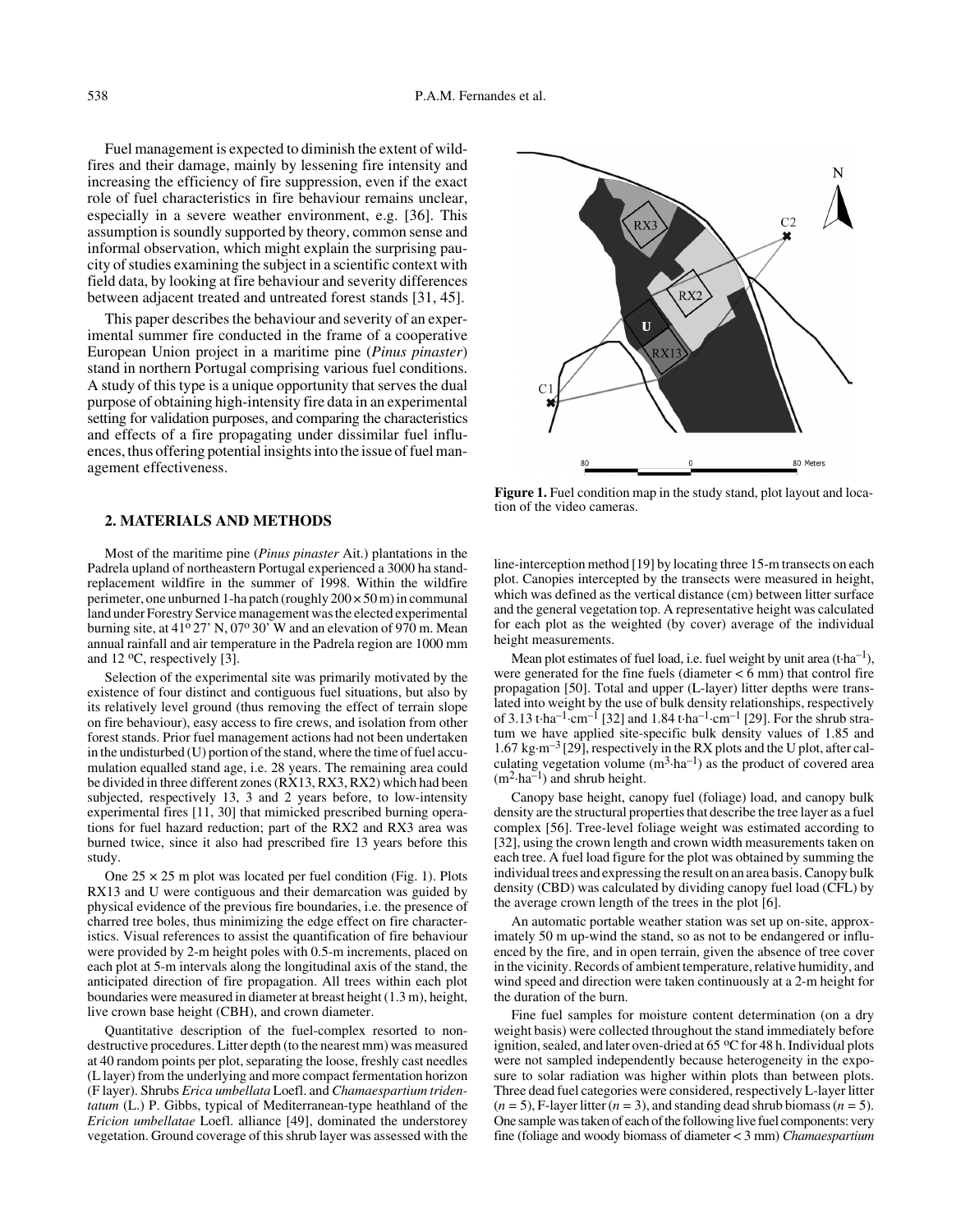Fuel management is expected to diminish the extent of wildfires and their damage, mainly by lessening fire intensity and increasing the efficiency of fire suppression, even if the exact role of fuel characteristics in fire behaviour remains unclear, especially in a severe weather environment, e.g. [36]. This assumption is soundly supported by theory, common sense and informal observation, which might explain the surprising paucity of studies examining the subject in a scientific context with field data, by looking at fire behaviour and severity differences between adjacent treated and untreated forest stands [31, 45].

This paper describes the behaviour and severity of an experimental summer fire conducted in the frame of a cooperative European Union project in a maritime pine (*Pinus pinaster*) stand in northern Portugal comprising various fuel conditions. A study of this type is a unique opportunity that serves the dual purpose of obtaining high-intensity fire data in an experimental setting for validation purposes, and comparing the characteristics and effects of a fire propagating under dissimilar fuel influences, thus offering potential insights into the issue of fuel management effectiveness.

**Figure 1.** Fuel condition map in the study stand, plot layout and location of the video cameras.

## 2. MATERIALS AND METHODS

Most of the maritime pine (*Pinus pinaster* Ait.) plantations in the Padrela upland of northeastern Portugal experienced a 3000 ha stand-replacement wildfire in the summer of 1998. Within the wildfire perimeter, one unburned 1-ha patch (roughly 200 × 50 m) in communal land under Forestry Service management was the elected experimental burning site, at 41º 27' N, 07º 30' W and an elevation of 970 m. Mean annual rainfall and air temperature in the Padrela region are 1000 mm and 12 ºC, respectively [3].

Selection of the experimental site was primarily motivated by the existence of four distinct and contiguous fuel situations, but also by its relatively level ground (thus removing the effect of terrain slope on fire behaviour), easy access to fire crews, and isolation from other forest stands. Prior fuel management actions had not been undertaken in the undisturbed (U) portion of the stand, where the time of fuel accumulation equalled stand age, i.e. 28 years. The remaining area could be divided in three different zones (RX13, RX3, RX2) which had been subjected, respectively 13, 3 and 2 years before, to low-intensity experimental fires [11, 30] that mimicked prescribed burning operations for fuel hazard reduction; part of the RX2 and RX3 area was burned twice, since it also had prescribed fire 13 years before this study.

One 25 × 25 m plot was located per fuel condition (Fig. 1). Plots RX13 and U were contiguous and their demarcation was guided by physical evidence of the previous fire boundaries, i.e. the presence of charred tree boles, thus minimizing the edge effect on fire characteristics. Visual references to assist the quantification of fire behaviour were provided by 2-m height poles with 0.5-m increments, placed on each plot at 5-m intervals along the longitudinal axis of the stand, the anticipated direction of fire propagation. All trees within each plot boundaries were measured in diameter at breast height (1.3 m), height, live crown base height (CBH), and crown diameter.

Quantitative description of the fuel-complex resorted to non-destructive procedures. Litter depth (to the nearest mm) was measured at 40 random points per plot, separating the loose, freshly cast needles (L layer) from the underlying and more compact fermentation horizon (F layer). Shrubs *Erica umbellata* Loefl. and *Chamaespartium tridentatum* (L.) P. Gibbs, typical of Mediterranean-type heathland of the *Ericion umbellatae* Loefl. alliance [49], dominated the understorey vegetation. Ground coverage of this shrub layer was assessed with the line-interception method [19] by locating three 15-m transects on each plot. Canopies intercepted by the transects were measured in height, which was defined as the vertical distance (cm) between litter surface and the general vegetation top. A representative height was calculated for each plot as the weighted (by cover) average of the individual height measurements.

Mean plot estimates of fuel load, i.e. fuel weight by unit area ($t \cdot ha^{-1}$), were generated for the fine fuels (diameter < 6 mm) that control fire propagation [50]. Total and upper (L-layer) litter depths were translated into weight by the use of bulk density relationships, respectively of 3.13 $t \cdot ha^{-1} \cdot cm^{-1}$ [32] and 1.84 $t \cdot ha^{-1} \cdot cm^{-1}$ [29]. For the shrub stratum we have applied site-specific bulk density values of 1.85 and 1.67 $kg \cdot m^{-3}$ [29], respectively in the RX plots and the U plot, after calculating vegetation volume ($m^3 \cdot ha^{-1}$) as the product of covered area ($m^2 \cdot ha^{-1}$) and shrub height.

Canopy base height, canopy fuel (foliage) load, and canopy bulk density are the structural properties that describe the tree layer as a fuel complex [56]. Tree-level foliage weight was estimated according to [32], using the crown length and crown width measurements taken on each tree. A fuel load figure for the plot was obtained by summing the individual trees and expressing the result on an area basis. Canopy bulk density (CBD) was calculated by dividing canopy fuel load (CFL) by the average crown length of the trees in the plot [6].

An automatic portable weather station was set up on-site, approximately 50 m up-wind the stand, so as not to be endangered or influenced by the fire, and in open terrain, given the absence of tree cover in the vicinity. Records of ambient temperature, relative humidity, and wind speed and direction were taken continuously at a 2-m height for the duration of the burn.

Fine fuel samples for moisture content determination (on a dry weight basis) were collected throughout the stand immediately before ignition, sealed, and later oven-dried at 65 ºC for 48 h. Individual plots were not sampled independently because heterogeneity in the exposure to solar radiation was higher within plots than between plots. Three dead fuel categories were considered, respectively L-layer litter ($n = 5$), F-layer litter ($n = 3$), and standing dead shrub biomass ($n = 5$). One sample was taken of each of the following live fuel components: very fine (foliage and woody biomass of diameter < 3 mm) *Chamaespartium*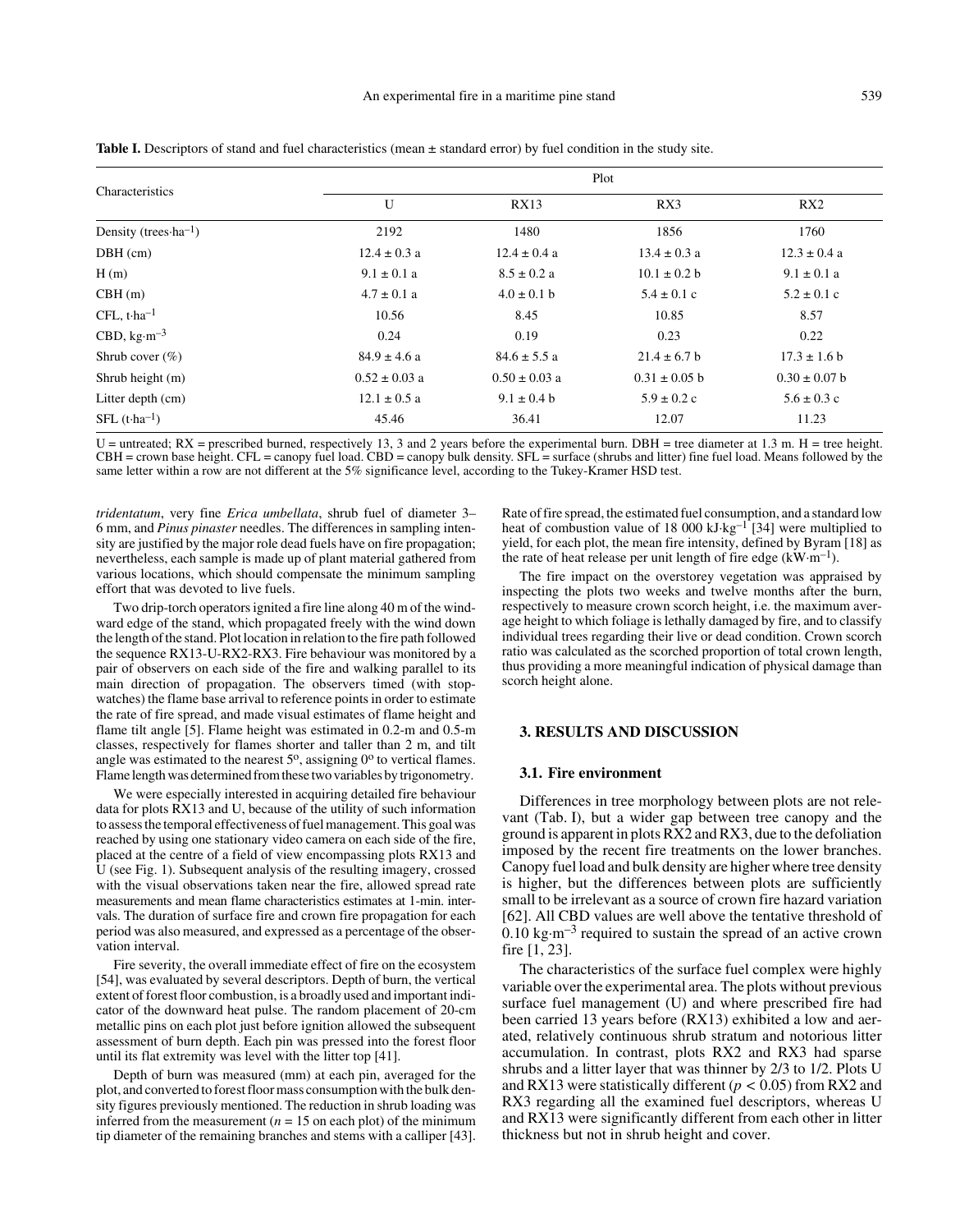**Table I.** Descriptors of stand and fuel characteristics (mean ± standard error) by fuel condition in the study site.

| Characteristics | Plot | | | |
|---|---|---|---|---|
| | U | RX13 | RX3 | RX2 |
| Density (trees·ha$^{-1}$) | 2192 | 1480 | 1856 | 1760 |
| DBH (cm) | 12.4 ± 0.3 a | 12.4 ± 0.4 a | 13.4 ± 0.3 a | 12.3 ± 0.4 a |
| H (m) | 9.1 ± 0.1 a | 8.5 ± 0.2 a | 10.1 ± 0.2 b | 9.1 ± 0.1 a |
| CBH (m) | 4.7 ± 0.1 a | 4.0 ± 0.1 b | 5.4 ± 0.1 c | 5.2 ± 0.1 c |
| CFL, t·ha$^{-1}$ | 10.56 | 8.45 | 10.85 | 8.57 |
| CBD, kg·m$^{-3}$ | 0.24 | 0.19 | 0.23 | 0.22 |
| Shrub cover (%) | 84.9 ± 4.6 a | 84.6 ± 5.5 a | 21.4 ± 6.7 b | 17.3 ± 1.6 b |
| Shrub height (m) | 0.52 ± 0.03 a | 0.50 ± 0.03 a | 0.31 ± 0.05 b | 0.30 ± 0.07 b |
| Litter depth (cm) | 12.1 ± 0.5 a | 9.1 ± 0.4 b | 5.9 ± 0.2 c | 5.6 ± 0.3 c |
| SFL (t·ha$^{-1}$) | 45.46 | 36.41 | 12.07 | 11.23 |

U = untreated; RX = prescribed burned, respectively 13, 3 and 2 years before the experimental burn. DBH = tree diameter at 1.3 m. H = tree height. CBH = crown base height. CFL = canopy fuel load. CBD = canopy bulk density. SFL = surface (shrubs and litter) fine fuel load. Means followed by the same letter within a row are not different at the 5% significance level, according to the Tukey-Kramer HSD test.

*tridentatum*, very fine *Erica umbellata*, shrub fuel of diameter 3–6 mm, and *Pinus pinaster* needles. The differences in sampling intensity are justified by the major role dead fuels have on fire propagation; nevertheless, each sample is made up of plant material gathered from various locations, which should compensate the minimum sampling effort that was devoted to live fuels.

Two drip-torch operators ignited a fire line along 40 m of the windward edge of the stand, which propagated freely with the wind down the length of the stand. Plot location in relation to the fire path followed the sequence RX13-U-RX2-RX3. Fire behaviour was monitored by a pair of observers on each side of the fire and walking parallel to its main direction of propagation. The observers timed (with stopwatches) the flame base arrival to reference points in order to estimate the rate of fire spread, and made visual estimates of flame height and flame tilt angle [5]. Flame height was estimated in 0.2-m and 0.5-m classes, respectively for flames shorter and taller than 2 m, and tilt angle was estimated to the nearest 5°, assigning 0° to vertical flames. Flame length was determined from these two variables by trigonometry.

We were especially interested in acquiring detailed fire behaviour data for plots RX13 and U, because of the utility of such information to assess the temporal effectiveness of fuel management. This goal was reached by using one stationary video camera on each side of the fire, placed at the centre of a field of view encompassing plots RX13 and U (see Fig. 1). Subsequent analysis of the resulting imagery, crossed with the visual observations taken near the fire, allowed spread rate measurements and mean flame characteristics estimates at 1-min. intervals. The duration of surface fire and crown fire propagation for each period was also measured, and expressed as a percentage of the observation interval.

Fire severity, the overall immediate effect of fire on the ecosystem [54], was evaluated by several descriptors. Depth of burn, the vertical extent of forest floor combustion, is a broadly used and important indicator of the downward heat pulse. The random placement of 20-cm metallic pins on each plot just before ignition allowed the subsequent assessment of burn depth. Each pin was pressed into the forest floor until its flat extremity was level with the litter top [41].

Depth of burn was measured (mm) at each pin, averaged for the plot, and converted to forest floor mass consumption with the bulk density figures previously mentioned. The reduction in shrub loading was inferred from the measurement ($n = 15$ on each plot) of the minimum tip diameter of the remaining branches and stems with a calliper [43]. Rate of fire spread, the estimated fuel consumption, and a standard low heat of combustion value of 18 000 kJ·kg$^{-1}$ [34] were multiplied to yield, for each plot, the mean fire intensity, defined by Byram [18] as the rate of heat release per unit length of fire edge (kW·m$^{-1}$).

The fire impact on the overstorey vegetation was appraised by inspecting the plots two weeks and twelve months after the burn, respectively to measure crown scorch height, i.e. the maximum average height to which foliage is lethally damaged by fire, and to classify individual trees regarding their live or dead condition. Crown scorch ratio was calculated as the scorched proportion of total crown length, thus providing a more meaningful indication of physical damage than scorch height alone.

## 3. RESULTS AND DISCUSSION

### 3.1. Fire environment

Differences in tree morphology between plots are not relevant (Tab. I), but a wider gap between tree canopy and the ground is apparent in plots RX2 and RX3, due to the defoliation imposed by the recent fire treatments on the lower branches. Canopy fuel load and bulk density are higher where tree density is higher, but the differences between plots are sufficiently small to be irrelevant as a source of crown fire hazard variation [62]. All CBD values are well above the tentative threshold of 0.10 kg·m$^{-3}$ required to sustain the spread of an active crown fire [1, 23].

The characteristics of the surface fuel complex were highly variable over the experimental area. The plots without previous surface fuel management (U) and where prescribed fire had been carried 13 years before (RX13) exhibited a low and aerated, relatively continuous shrub stratum and notorious litter accumulation. In contrast, plots RX2 and RX3 had sparse shrubs and a litter layer that was thinner by 2/3 to 1/2. Plots U and RX13 were statistically different ($p < 0.05$) from RX2 and RX3 regarding all the examined fuel descriptors, whereas U and RX13 were significantly different from each other in litter thickness but not in shrub height and cover.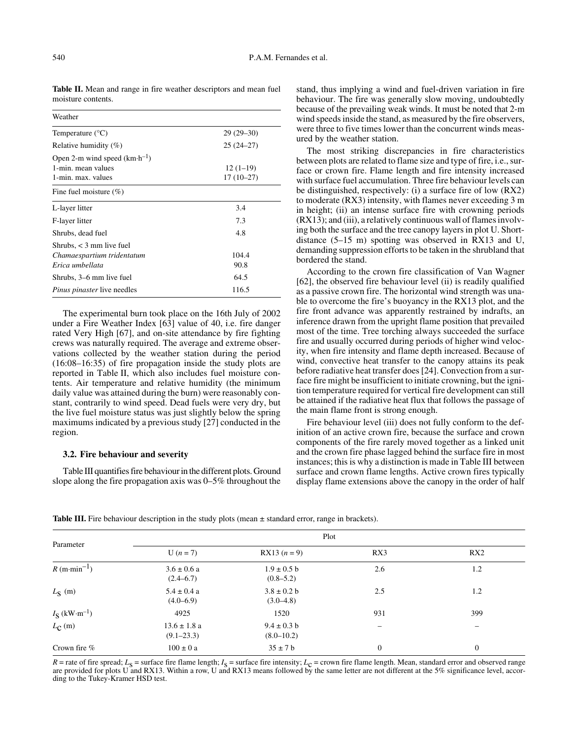**Table II.** Mean and range in fire weather descriptors and mean fuel moisture contents.

| Weather | |
|---|---|
| Temperature (°C) | 29 (29–30) |
| Relative humidity (%) | 25 (24–27) |
| Open 2-m wind speed (km·h$^{-1}$) | |
| 1-min. mean values | 12 (1–19) |
| 1-min. max. values | 17 (10–27) |
| **Fine fuel moisture (%)** | |
| L-layer litter | 3.4 |
| F-layer litter | 7.3 |
| Shrubs, dead fuel | 4.8 |
| Shrubs, < 3 mm live fuel | |
| *Chamaespartium tridentatum* | 104.4 |
| *Erica umbellata* | 90.8 |
| Shrubs, 3–6 mm live fuel | 64.5 |
| *Pinus pinaster* live needles | 116.5 |

The experimental burn took place on the 16th July of 2002 under a Fire Weather Index [63] value of 40, i.e. fire danger rated Very High [67], and on-site attendance by fire fighting crews was naturally required. The average and extreme observations collected by the weather station during the period (16:08–16:35) of fire propagation inside the study plots are reported in Table II, which also includes fuel moisture contents. Air temperature and relative humidity (the minimum daily value was attained during the burn) were reasonably constant, contrarily to wind speed. Dead fuels were very dry, but the live fuel moisture status was just slightly below the spring maximums indicated by a previous study [27] conducted in the region.

### 3.2. Fire behaviour and severity

Table III quantifies fire behaviour in the different plots. Ground slope along the fire propagation axis was 0–5% throughout the stand, thus implying a wind and fuel-driven variation in fire behaviour. The fire was generally slow moving, undoubtedly because of the prevailing weak winds. It must be noted that 2-m wind speeds inside the stand, as measured by the fire observers, were three to five times lower than the concurrent winds measured by the weather station.

The most striking discrepancies in fire characteristics between plots are related to flame size and type of fire, i.e., surface or crown fire. Flame length and fire intensity increased with surface fuel accumulation. Three fire behaviour levels can be distinguished, respectively: (i) a surface fire of low (RX2) to moderate (RX3) intensity, with flames never exceeding 3 m in height; (ii) an intense surface fire with crowning periods (RX13); and (iii), a relatively continuous wall of flames involving both the surface and the tree canopy layers in plot U. Short-distance (5–15 m) spotting was observed in RX13 and U, demanding suppression efforts to be taken in the shrubland that bordered the stand.

According to the crown fire classification of Van Wagner [62], the observed fire behaviour level (ii) is readily qualified as a passive crown fire. The horizontal wind strength was unable to overcome the fire's buoyancy in the RX13 plot, and the fire front advance was apparently restrained by indrafts, an inference drawn from the upright flame position that prevailed most of the time. Tree torching always succeeded the surface fire and usually occurred during periods of higher wind velocity, when fire intensity and flame depth increased. Because of wind, convective heat transfer to the canopy attains its peak before radiative heat transfer does [24]. Convection from a surface fire might be insufficient to initiate crowning, but the ignition temperature required for vertical fire development can still be attained if the radiative heat flux that follows the passage of the main flame front is strong enough.

Fire behaviour level (iii) does not fully conform to the definition of an active crown fire, because the surface and crown components of the fire rarely moved together as a linked unit and the crown fire phase lagged behind the surface fire in most instances; this is why a distinction is made in Table III between surface and crown flame lengths. Active crown fires typically display flame extensions above the canopy in the order of half

**Table III.** Fire behaviour description in the study plots (mean ± standard error, range in brackets).

| Parameter | Plot | | | |
|---|---|---|---|---|
| | U ($n$ = 7) | RX13 ($n$ = 9) | RX3 | RX2 |
| $R$ (m·min$^{-1}$) | 3.6 ± 0.6 a (2.4–6.7) | 1.9 ± 0.5 b (0.8–5.2) | 2.6 | 1.2 |
| $L_S$ (m) | 5.4 ± 0.4 a (4.0–6.9) | 3.8 ± 0.2 b (3.0–4.8) | 2.5 | 1.2 |
| $I_S$ (kW·m$^{-1}$) | 4925 | 1520 | 931 | 399 |
| $L_C$ (m) | 13.6 ± 1.8 a (9.1–23.3) | 9.4 ± 0.3 b (8.0–10.2) | – | – |
| Crown fire % | 100 ± 0 a | 35 ± 7 b | 0 | 0 |

$R$ = rate of fire spread; $L_S$ = surface fire flame length; $I_S$ = surface fire intensity; $L_C$ = crown fire flame length. Mean, standard error and observed range are provided for plots U and RX13. Within a row, U and RX13 means followed by the same letter are not different at the 5% significance level, according to the Tukey-Kramer HSD test.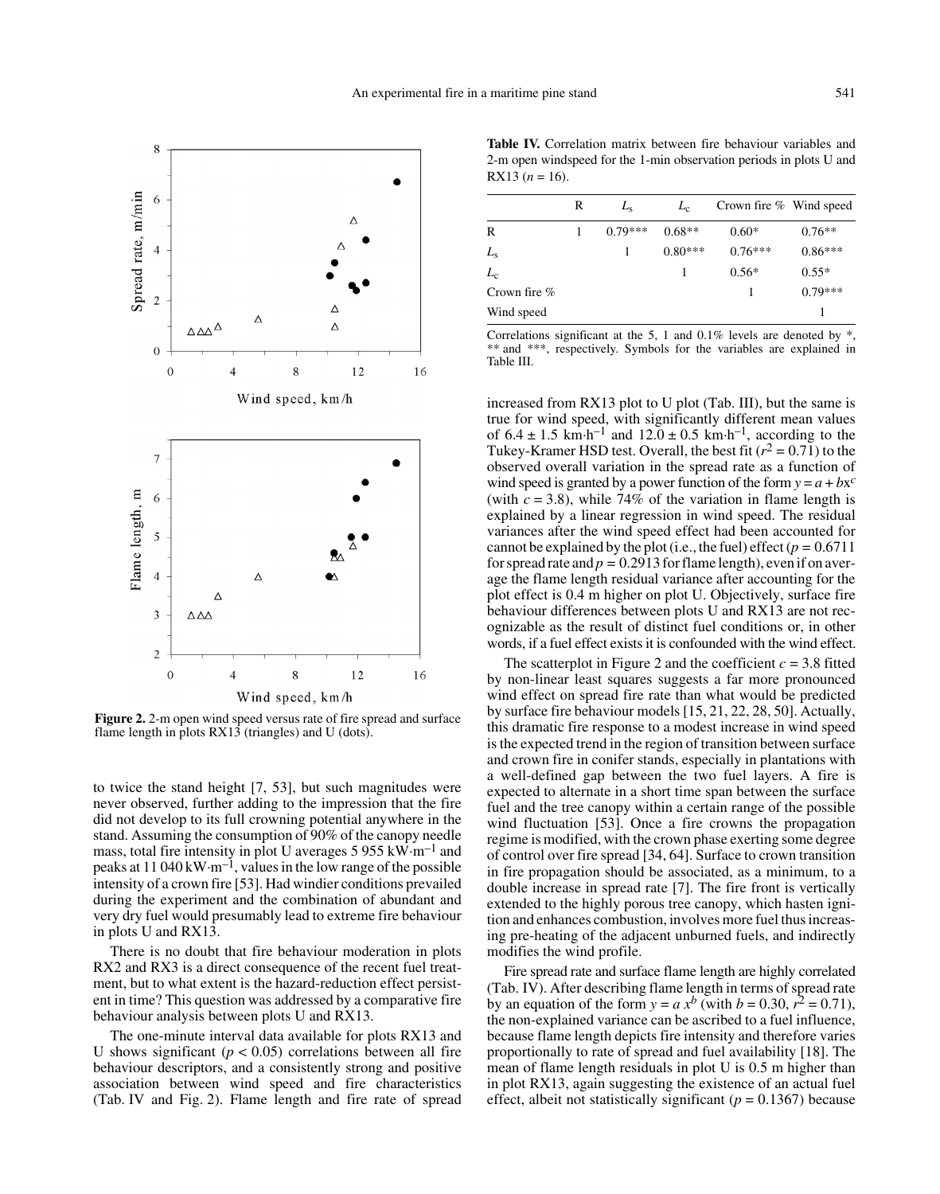**Figure 2.** 2-m open wind speed versus rate of fire spread and surface flame length in plots RX13 (triangles) and U (dots).

to twice the stand height [7, 53], but such magnitudes were never observed, further adding to the impression that the fire did not develop to its full crowning potential anywhere in the stand. Assuming the consumption of 90% of the canopy needle mass, total fire intensity in plot U averages 5 955 $kW \cdot m^{-1}$ and peaks at 11 040 $kW \cdot m^{-1}$, values in the low range of the possible intensity of a crown fire [53]. Had windier conditions prevailed during the experiment and the combination of abundant and very dry fuel would presumably lead to extreme fire behaviour in plots U and RX13.

There is no doubt that fire behaviour moderation in plots RX2 and RX3 is a direct consequence of the recent fuel treatment, but to what extent is the hazard-reduction effect persistent in time? This question was addressed by a comparative fire behaviour analysis between plots U and RX13.

The one-minute interval data available for plots RX13 and U shows significant ($p < 0.05$) correlations between all fire behaviour descriptors, and a consistently strong and positive association between wind speed and fire characteristics (Tab. IV and Fig. 2). Flame length and fire rate of spread

**Table IV.** Correlation matrix between fire behaviour variables and 2-m open windspeed for the 1-min observation periods in plots U and RX13 ($n = 16$).

| | R | $L_s$ | $L_c$ | Crown fire % | Wind speed |
|---|---|---|---|---|---|
| R | 1 | 0.79*** | 0.68** | 0.60* | 0.76** |
| $L_s$ | | 1 | 0.80*** | 0.76*** | 0.86*** |
| $L_c$ | | | 1 | 0.56* | 0.55* |
| Crown fire % | | | | 1 | 0.79*** |
| Wind speed | | | | | 1 |

Correlations significant at the 5, 1 and 0.1% levels are denoted by *, ** and ***, respectively. Symbols for the variables are explained in Table III.

increased from RX13 plot to U plot (Tab. III), but the same is true for wind speed, with significantly different mean values of 6.4 ± 1.5 $km \cdot h^{-1}$ and 12.0 ± 0.5 $km \cdot h^{-1}$, according to the Tukey-Kramer HSD test. Overall, the best fit ($r^2 = 0.71$) to the observed overall variation in the spread rate as a function of wind speed is granted by a power function of the form $y = a + bx^c$ (with $c = 3.8$), while 74% of the variation in flame length is explained by a linear regression in wind speed. The residual variances after the wind speed effect had been accounted for cannot be explained by the plot (i.e., the fuel) effect ($p = 0.6711$ for spread rate and $p = 0.2913$ for flame length), even if on average the flame length residual variance after accounting for the plot effect is 0.4 m higher on plot U. Objectively, surface fire behaviour differences between plots U and RX13 are not recognizable as the result of distinct fuel conditions or, in other words, if a fuel effect exists it is confounded with the wind effect.

The scatterplot in Figure 2 and the coefficient $c = 3.8$ fitted by non-linear least squares suggests a far more pronounced wind effect on spread fire rate than what would be predicted by surface fire behaviour models [15, 21, 22, 28, 50]. Actually, this dramatic fire response to a modest increase in wind speed is the expected trend in the region of transition between surface and crown fire in conifer stands, especially in plantations with a well-defined gap between the two fuel layers. A fire is expected to alternate in a short time span between the surface fuel and the tree canopy within a certain range of the possible wind fluctuation [53]. Once a fire crowns the propagation regime is modified, with the crown phase exerting some degree of control over fire spread [34, 64]. Surface to crown transition in fire propagation should be associated, as a minimum, to a double increase in spread rate [7]. The fire front is vertically extended to the highly porous tree canopy, which hasten ignition and enhances combustion, involves more fuel thus increasing pre-heating of the adjacent unburned fuels, and indirectly modifies the wind profile.

Fire spread rate and surface flame length are highly correlated (Tab. IV). After describing flame length in terms of spread rate by an equation of the form $y = a\,x^b$ (with $b = 0.30$, $r^2 = 0.71$), the non-explained variance can be ascribed to a fuel influence, because flame length depicts fire intensity and therefore varies proportionally to rate of spread and fuel availability [18]. The mean of flame length residuals in plot U is 0.5 m higher than in plot RX13, again suggesting the existence of an actual fuel effect, albeit not statistically significant ($p = 0.1367$) because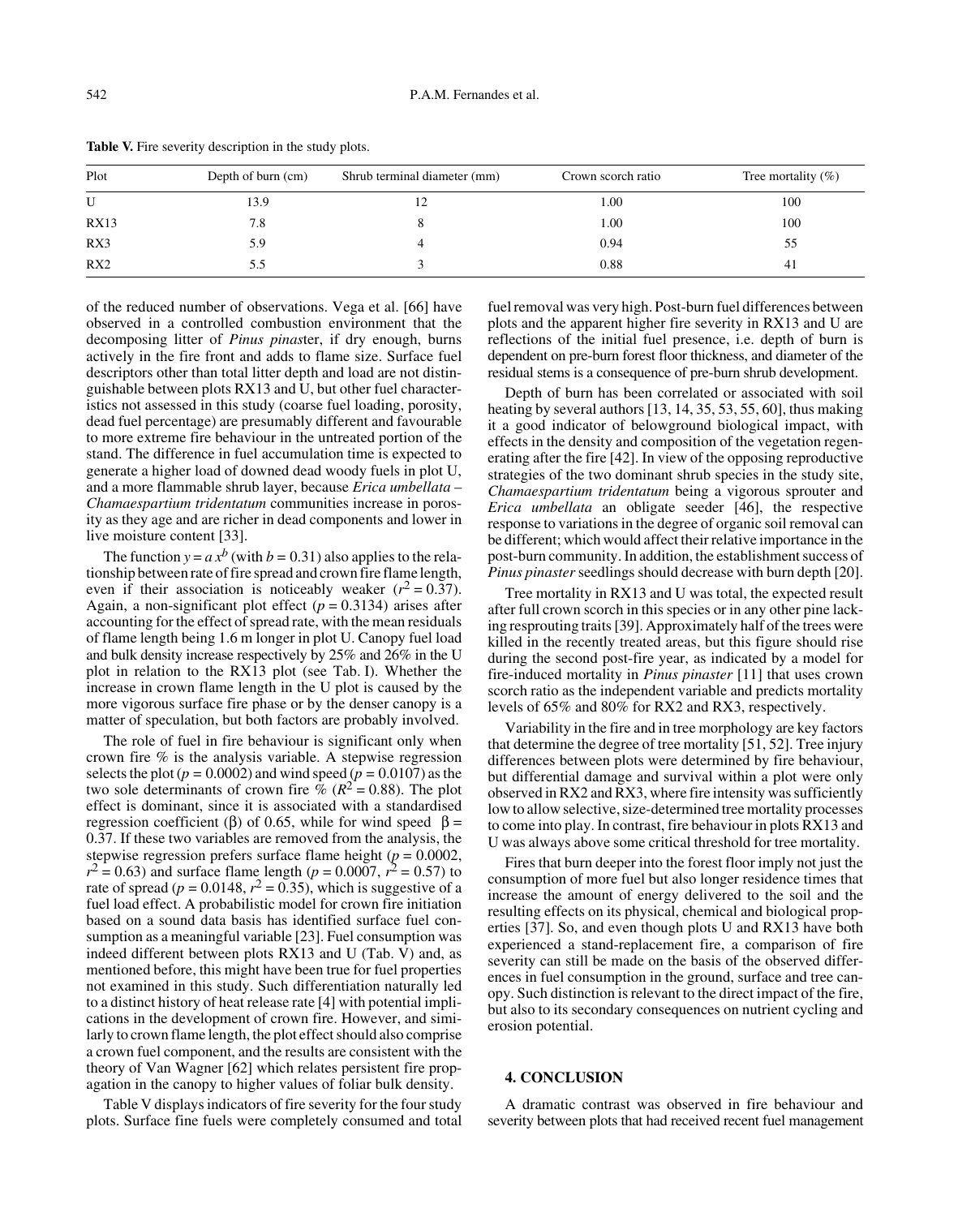**Table V.** Fire severity description in the study plots.

| Plot | Depth of burn (cm) | Shrub terminal diameter (mm) | Crown scorch ratio | Tree mortality (%) |
|---|---|---|---|---|
| U | 13.9 | 12 | 1.00 | 100 |
| RX13 | 7.8 | 8 | 1.00 | 100 |
| RX3 | 5.9 | 4 | 0.94 | 55 |
| RX2 | 5.5 | 3 | 0.88 | 41 |

of the reduced number of observations. Vega et al. [66] have observed in a controlled combustion environment that the decomposing litter of *Pinus pinas*ter, if dry enough, burns actively in the fire front and adds to flame size. Surface fuel descriptors other than total litter depth and load are not distinguishable between plots RX13 and U, but other fuel characteristics not assessed in this study (coarse fuel loading, porosity, dead fuel percentage) are presumably different and favourable to more extreme fire behaviour in the untreated portion of the stand. The difference in fuel accumulation time is expected to generate a higher load of downed dead woody fuels in plot U, and a more flammable shrub layer, because *Erica umbellata – Chamaespartium tridentatum* communities increase in porosity as they age and are richer in dead components and lower in live moisture content [33].

The function $y = a\,x^b$ (with $b = 0.31$) also applies to the relationship between rate of fire spread and crown fire flame length, even if their association is noticeably weaker ($r^2 = 0.37$). Again, a non-significant plot effect ($p = 0.3134$) arises after accounting for the effect of spread rate, with the mean residuals of flame length being 1.6 m longer in plot U. Canopy fuel load and bulk density increase respectively by 25% and 26% in the U plot in relation to the RX13 plot (see Tab. I). Whether the increase in crown flame length in the U plot is caused by the more vigorous surface fire phase or by the denser canopy is a matter of speculation, but both factors are probably involved.

The role of fuel in fire behaviour is significant only when crown fire % is the analysis variable. A stepwise regression selects the plot ($p = 0.0002$) and wind speed ($p = 0.0107$) as the two sole determinants of crown fire % ($R^2 = 0.88$). The plot effect is dominant, since it is associated with a standardised regression coefficient (β) of 0.65, while for wind speed β = 0.37. If these two variables are removed from the analysis, the stepwise regression prefers surface flame height ($p = 0.0002$, $r^2 = 0.63$) and surface flame length ($p = 0.0007$, $r^2 = 0.57$) to rate of spread ($p = 0.0148$, $r^2 = 0.35$), which is suggestive of a fuel load effect. A probabilistic model for crown fire initiation based on a sound data basis has identified surface fuel consumption as a meaningful variable [23]. Fuel consumption was indeed different between plots RX13 and U (Tab. V) and, as mentioned before, this might have been true for fuel properties not examined in this study. Such differentiation naturally led to a distinct history of heat release rate [4] with potential implications in the development of crown fire. However, and similarly to crown flame length, the plot effect should also comprise a crown fuel component, and the results are consistent with the theory of Van Wagner [62] which relates persistent fire propagation in the canopy to higher values of foliar bulk density.

Table V displays indicators of fire severity for the four study plots. Surface fine fuels were completely consumed and total fuel removal was very high. Post-burn fuel differences between plots and the apparent higher fire severity in RX13 and U are reflections of the initial fuel presence, i.e. depth of burn is dependent on pre-burn forest floor thickness, and diameter of the residual stems is a consequence of pre-burn shrub development.

Depth of burn has been correlated or associated with soil heating by several authors [13, 14, 35, 53, 55, 60], thus making it a good indicator of belowground biological impact, with effects in the density and composition of the vegetation regenerating after the fire [42]. In view of the opposing reproductive strategies of the two dominant shrub species in the study site, *Chamaespartium tridentatum* being a vigorous sprouter and *Erica umbellata* an obligate seeder [46], the respective response to variations in the degree of organic soil removal can be different; which would affect their relative importance in the post-burn community. In addition, the establishment success of *Pinus pinaster* seedlings should decrease with burn depth [20].

Tree mortality in RX13 and U was total, the expected result after full crown scorch in this species or in any other pine lacking resprouting traits [39]. Approximately half of the trees were killed in the recently treated areas, but this figure should rise during the second post-fire year, as indicated by a model for fire-induced mortality in *Pinus pinaster* [11] that uses crown scorch ratio as the independent variable and predicts mortality levels of 65% and 80% for RX2 and RX3, respectively.

Variability in the fire and in tree morphology are key factors that determine the degree of tree mortality [51, 52]. Tree injury differences between plots were determined by fire behaviour, but differential damage and survival within a plot were only observed in RX2 and RX3, where fire intensity was sufficiently low to allow selective, size-determined tree mortality processes to come into play. In contrast, fire behaviour in plots RX13 and U was always above some critical threshold for tree mortality.

Fires that burn deeper into the forest floor imply not just the consumption of more fuel but also longer residence times that increase the amount of energy delivered to the soil and the resulting effects on its physical, chemical and biological properties [37]. So, and even though plots U and RX13 have both experienced a stand-replacement fire, a comparison of fire severity can still be made on the basis of the observed differences in fuel consumption in the ground, surface and tree canopy. Such distinction is relevant to the direct impact of the fire, but also to its secondary consequences on nutrient cycling and erosion potential.

## 4. CONCLUSION

A dramatic contrast was observed in fire behaviour and severity between plots that had received recent fuel management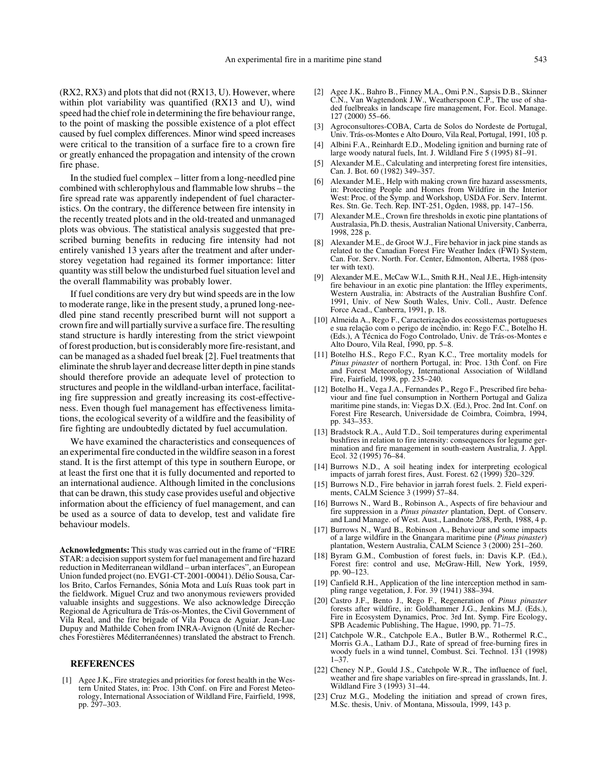(RX2, RX3) and plots that did not (RX13, U). However, where within plot variability was quantified (RX13 and U), wind speed had the chief role in determining the fire behaviour range, to the point of masking the possible existence of a plot effect caused by fuel complex differences. Minor wind speed increases were critical to the transition of a surface fire to a crown fire or greatly enhanced the propagation and intensity of the crown fire phase.

In the studied fuel complex – litter from a long-needled pine combined with schlerophylous and flammable low shrubs – the fire spread rate was apparently independent of fuel characteristics. On the contrary, the difference between fire intensity in the recently treated plots and in the old-treated and unmanaged plots was obvious. The statistical analysis suggested that prescribed burning benefits in reducing fire intensity had not entirely vanished 13 years after the treatment and after understorey vegetation had regained its former importance: litter quantity was still below the undisturbed fuel situation level and the overall flammability was probably lower.

If fuel conditions are very dry but wind speeds are in the low to moderate range, like in the present study, a pruned long-needled pine stand recently prescribed burnt will not support a crown fire and will partially survive a surface fire. The resulting stand structure is hardly interesting from the strict viewpoint of forest production, but is considerably more fire-resistant, and can be managed as a shaded fuel break [2]. Fuel treatments that eliminate the shrub layer and decrease litter depth in pine stands should therefore provide an adequate level of protection to structures and people in the wildland-urban interface, facilitating fire suppression and greatly increasing its cost-effectiveness. Even though fuel management has effectiveness limitations, the ecological severity of a wildfire and the feasibility of fire fighting are undoubtedly dictated by fuel accumulation.

We have examined the characteristics and consequences of an experimental fire conducted in the wildfire season in a forest stand. It is the first attempt of this type in southern Europe, or at least the first one that it is fully documented and reported to an international audience. Although limited in the conclusions that can be drawn, this study case provides useful and objective information about the efficiency of fuel management, and can be used as a source of data to develop, test and validate fire behaviour models.

**Acknowledgments:** This study was carried out in the frame of "FIRE STAR: a decision support system for fuel management and fire hazard reduction in Mediterranean wildland – urban interfaces", an European Union funded project (no. EVG1-CT-2001-00041). Délio Sousa, Carlos Brito, Carlos Fernandes, Sónia Mota and Luís Ruas took part in the fieldwork. Miguel Cruz and two anonymous reviewers provided valuable insights and suggestions. We also acknowledge Direcção Regional de Agricultura de Trás-os-Montes, the Civil Government of Vila Real, and the fire brigade of Vila Pouca de Aguiar. Jean-Luc Dupuy and Mathilde Cohen from INRA-Avignon (Unité de Recherches Forestières Méditerranéennes) translated the abstract to French.

## REFERENCES

[1] Agee J.K., Fire strategies and priorities for forest health in the Western United States, in: Proc. 13th Conf. on Fire and Forest Meteorology, International Association of Wildland Fire, Fairfield, 1998, pp. 297–303.

[2] Agee J.K., Bahro B., Finney M.A., Omi P.N., Sapsis D.B., Skinner C.N., Van Wagtendonk J.W., Weatherspoon C.P., The use of shaded fuelbreaks in landscape fire management, For. Ecol. Manage. 127 (2000) 55–66.

[3] Agroconsultores-COBA, Carta de Solos do Nordeste de Portugal, Univ. Trás-os-Montes e Alto Douro, Vila Real, Portugal, 1991, 105 p.

[4] Albini F.A., Reinhardt E.D., Modeling ignition and burning rate of large woody natural fuels, Int. J. Wildland Fire 5 (1995) 81–91.

[5] Alexander M.E., Calculating and interpreting forest fire intensities, Can. J. Bot. 60 (1982) 349–357.

[6] Alexander M.E., Help with making crown fire hazard assessments, in: Protecting People and Homes from Wildfire in the Interior West: Proc. of the Symp. and Workshop, USDA For. Serv. Intermt. Res. Stn. Ge. Tech. Rep. INT-251, Ogden, 1988, pp. 147–156.

[7] Alexander M.E., Crown fire thresholds in exotic pine plantations of Australasia, Ph.D. thesis, Australian National University, Canberra, 1998, 228 p.

[8] Alexander M.E., de Groot W.J., Fire behavior in jack pine stands as related to the Canadian Forest Fire Weather Index (FWI) System, Can. For. Serv. North. For. Center, Edmonton, Alberta, 1988 (poster with text).

[9] Alexander M.E., McCaw W.L., Smith R.H., Neal J.E., High-intensity fire behaviour in an exotic pine plantation: the Iffley experiments, Western Australia, in: Abstracts of the Australian Bushfire Conf. 1991, Univ. of New South Wales, Univ. Coll., Austr. Defence Force Acad., Canberra, 1991, p. 18.

[10] Almeida A., Rego F., Caracterização dos ecossistemas portugueses e sua relação com o perigo de incêndio, in: Rego F.C., Botelho H. (Eds.), A Técnica do Fogo Controlado, Univ. de Trás-os-Montes e Alto Douro, Vila Real, 1990, pp. 5–8.

[11] Botelho H.S., Rego F.C., Ryan K.C., Tree mortality models for *Pinus pinaster* of northern Portugal, in: Proc. 13th Conf. on Fire and Forest Meteorology, International Association of Wildland Fire, Fairfield, 1998, pp. 235–240.

[12] Botelho H., Vega J.A., Fernandes P., Rego F., Prescribed fire behaviour and fine fuel consumption in Northern Portugal and Galiza maritime pine stands, in: Viegas D.X. (Ed.), Proc. 2nd Int. Conf. on Forest Fire Research, Universidade de Coimbra, Coimbra, 1994, pp. 343–353.

[13] Bradstock R.A., Auld T.D., Soil temperatures during experimental bushfires in relation to fire intensity: consequences for legume germination and fire management in south-eastern Australia, J. Appl. Ecol. 32 (1995) 76–84.

[14] Burrows N.D., A soil heating index for interpreting ecological impacts of jarrah forest fires, Aust. Forest. 62 (1999) 320–329.

[15] Burrows N.D., Fire behavior in jarrah forest fuels. 2. Field experiments, CALM Science 3 (1999) 57–84.

[16] Burrows N., Ward B., Robinson A., Aspects of fire behaviour and fire suppression in a *Pinus pinaster* plantation, Dept. of Conserv. and Land Manage. of West. Aust., Landnote 2/88, Perth, 1988, 4 p.

[17] Burrows N., Ward B., Robinson A., Behaviour and some impacts of a large wildfire in the Gnangara maritime pine (*Pinus pinaster*) plantation, Western Australia, CALM Science 3 (2000) 251–260.

[18] Byram G.M., Combustion of forest fuels, in: Davis K.P. (Ed.), Forest fire: control and use, McGraw-Hill, New York, 1959, pp. 90–123.

[19] Canfield R.H., Application of the line interception method in sampling range vegetation, J. For. 39 (1941) 388–394.

[20] Castro J.F., Bento J., Rego F., Regeneration of *Pinus pinaster* forests after wildfire, in: Goldhammer J.G., Jenkins M.J. (Eds.), Fire in Ecosystem Dynamics, Proc. 3rd Int. Symp. Fire Ecology, SPB Academic Publishing, The Hague, 1990, pp. 71–75.

[21] Catchpole W.R., Catchpole E.A., Butler B.W., Rothermel R.C., Morris G.A., Latham D.J., Rate of spread of free-burning fires in woody fuels in a wind tunnel, Combust. Sci. Technol. 131 (1998) 1–37.

[22] Cheney N.P., Gould J.S., Catchpole W.R., The influence of fuel, weather and fire shape variables on fire-spread in grasslands, Int. J. Wildland Fire 3 (1993) 31–44.

[23] Cruz M.G., Modeling the initiation and spread of crown fires, M.Sc. thesis, Univ. of Montana, Missoula, 1999, 143 p.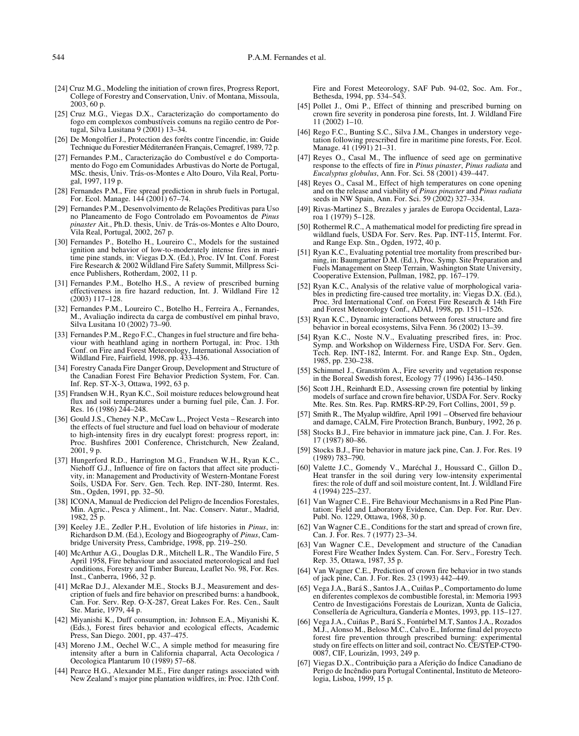[24] Cruz M.G., Modeling the initiation of crown fires, Progress Report, College of Forestry and Conservation, Univ. of Montana, Missoula, 2003, 60 p.

[25] Cruz M.G., Viegas D.X., Caracterização do comportamento do fogo em complexos combustíveis comuns na região centro de Portugal, Silva Lusitana 9 (2001) 13–34.

[26] De Mongolfier J., Protection des forêts contre l'incendie, in: Guide Technique du Forestier Méditerranéen Français, Cemagref, 1989, 72 p.

[27] Fernandes P.M., Caracterização do Combustível e do Comportamento do Fogo em Comunidades Arbustivas do Norte de Portugal, MSc. thesis, Univ. Trás-os-Montes e Alto Douro, Vila Real, Portugal, 1997, 119 p.

[28] Fernandes P.M., Fire spread prediction in shrub fuels in Portugal, For. Ecol. Manage. 144 (2001) 67–74.

[29] Fernandes P.M., Desenvolvimento de Relações Preditivas para Uso no Planeamento de Fogo Controlado em Povoamentos de *Pinus pinaster* Ait., Ph.D. thesis, Univ. de Trás-os-Montes e Alto Douro, Vila Real, Portugal, 2002, 267 p.

[30] Fernandes P., Botelho H., Loureiro C., Models for the sustained ignition and behavior of low-to-moderately intense fires in maritime pine stands, in: Viegas D.X. (Ed.), Proc. IV Int. Conf. Forest Fire Research & 2002 Wildland Fire Safety Summit, Millpress Science Publishers, Rotherdam, 2002, 11 p.

[31] Fernandes P.M., Botelho H.S., A review of prescribed burning effectiveness in fire hazard reduction, Int. J. Wildland Fire 12 (2003) 117–128.

[32] Fernandes P.M., Loureiro C., Botelho H., Ferreira A., Fernandes, M., Avaliação indirecta da carga de combustível em pinhal bravo, Silva Lusitana 10 (2002) 73–90.

[33] Fernandes P.M., Rego F.C., Changes in fuel structure and fire behaviour with heathland aging in northern Portugal, in: Proc. 13th Conf. on Fire and Forest Meteorology, International Association of Wildland Fire, Fairfield, 1998, pp. 433–436.

[34] Forestry Canada Fire Danger Group, Development and Structure of the Canadian Forest Fire Behavior Prediction System, For. Can. Inf. Rep. ST-X-3, Ottawa, 1992, 63 p.

[35] Frandsen W.H., Ryan K.C., Soil moisture reduces belowground heat flux and soil temperatures under a burning fuel pile, Can. J. For. Res. 16 (1986) 244–248.

[36] Gould J.S., Cheney N.P., McCaw L., Project Vesta – Research into the effects of fuel structure and fuel load on behaviour of moderate to high-intensity fires in dry eucalypt forest: progress report, in: Proc. Bushfires 2001 Conference, Christchurch, New Zealand, 2001, 9 p.

[37] Hungerford R.D., Harrington M.G., Frandsen W.H., Ryan K.C., Niehoff G.J., Influence of fire on factors that affect site productivity, in: Management and Productivity of Western-Montane Forest Soils, USDA For. Serv. Gen. Tech. Rep. INT-280, Intermt. Res. Stn., Ogden, 1991, pp. 32–50.

[38] ICONA, Manual de Prediccion del Peligro de Incendios Forestales, Min. Agric., Pesca y Aliment., Int. Nac. Conserv. Natur., Madrid, 1982, 25 p.

[39] Keeley J.E., Zedler P.H., Evolution of life histories in *Pinus*, in: Richardson D.M. (Ed.), Ecology and Biogeography of *Pinus*, Cambridge University Press, Cambridge, 1998, pp. 219–250.

[40] McArthur A.G., Douglas D.R., Mitchell L.R., The Wandilo Fire, 5 April 1958, Fire behaviour and associated meteorological and fuel conditions, Forestry and Timber Bureau, Leaflet No. 98, For. Res. Inst., Canberra, 1966, 32 p.

[41] McRae D.J., Alexander M.E., Stocks B.J., Measurement and description of fuels and fire behavior on prescribed burns: a handbook, Can. For. Serv. Rep. O-X-287, Great Lakes For. Res. Cen., Sault Ste. Marie, 1979, 44 p.

[42] Miyanishi K., Duff consumption, in: Johnson E.A., Miyanishi K. (Eds.), Forest fires behavior and ecological effects, Academic Press, San Diego. 2001, pp. 437–475.

[43] Moreno J.M., Oechel W.C., A simple method for measuring fire intensity after a burn in California chaparral, Acta Oecologica / Oecologica Plantarum 10 (1989) 57–68.

[44] Pearce H.G., Alexander M.E., Fire danger ratings associated with New Zealand's major pine plantation wildfires, in: Proc. 12th Conf. Fire and Forest Meteorology, SAF Pub. 94-02, Soc. Am. For., Bethesda, 1994, pp. 534–543.

[45] Pollet J., Omi P., Effect of thinning and prescribed burning on crown fire severity in ponderosa pine forests, Int. J. Wildland Fire 11 (2002) 1–10.

[46] Rego F.C., Bunting S.C., Silva J.M., Changes in understory vegetation following prescribed fire in maritime pine forests, For. Ecol. Manage. 41 (1991) 21–31.

[47] Reyes O., Casal M., The influence of seed age on germinative response to the effects of fire in *Pinus pinaster*, *Pinus radiata* and *Eucalyptus globulus*, Ann. For. Sci. 58 (2001) 439–447.

[48] Reyes O., Casal M., Effect of high temperatures on cone opening and on the release and viability of *Pinus pinaster* and *Pinus radiata* seeds in NW Spain, Ann. For. Sci. 59 (2002) 327–334.

[49] Rivas-Martinez S., Brezales y jarales de Europa Occidental, Lazaroa 1 (1979) 5–128.

[50] Rothermel R.C., A mathematical model for predicting fire spread in wildland fuels, USDA For. Serv. Res. Pap. INT-115, Intermt. For. and Range Exp. Stn., Ogden, 1972, 40 p.

[51] Ryan K.C., Evaluating potential tree mortality from prescribed burning, in: Baumgartner D.M. (Ed.), Proc. Symp. Site Preparation and Fuels Management on Steep Terrain, Washington State University, Cooperative Extension, Pullman, 1982, pp. 167–179.

[52] Ryan K.C., Analysis of the relative value of morphological variables in predicting fire-caused tree mortality, in: Viegas D.X. (Ed.), Proc. 3rd International Conf. on Forest Fire Research & 14th Fire and Forest Meteorology Conf., ADAI, 1998, pp. 1511–1526.

[53] Ryan K.C., Dynamic interactions between forest structure and fire behavior in boreal ecosystems, Silva Fenn. 36 (2002) 13–39.

[54] Ryan K.C., Noste N.V., Evaluating prescribed fires, in: Proc. Symp. and Workshop on Wilderness Fire, USDA For. Serv. Gen. Tech. Rep. INT-182, Intermt. For. and Range Exp. Stn., Ogden, 1985, pp. 230–238.

[55] Schimmel J., Granström A., Fire severity and vegetation response in the Boreal Swedish forest, Ecology 77 (1996) 1436–1450.

[56] Scott J.H., Reinhardt E.D., Assessing crown fire potential by linking models of surface and crown fire behavior, USDA For. Serv. Rocky Mte. Res. Stn. Res. Pap. RMRS-RP-29, Fort Collins, 2001, 59 p.

[57] Smith R., The Myalup wildfire, April 1991 – Observed fire behaviour and damage, CALM, Fire Protection Branch, Bunbury, 1992, 26 p.

[58] Stocks B.J., Fire behavior in immature jack pine, Can. J. For. Res. 17 (1987) 80–86.

[59] Stocks B.J., Fire behavior in mature jack pine, Can. J. For. Res. 19 (1989) 783–790.

[60] Valette J.C., Gomendy V., Maréchal J., Houssard C., Gillon D., Heat transfer in the soil during very low-intensity experimental fires: the role of duff and soil moisture content, Int. J. Wildland Fire 4 (1994) 225–237.

[61] Van Wagner C.E., Fire Behaviour Mechanisms in a Red Pine Plantation: Field and Laboratory Evidence, Can. Dep. For. Rur. Dev. Publ. No. 1229, Ottawa, 1968, 30 p.

[62] Van Wagner C.E., Conditions for the start and spread of crown fire, Can. J. For. Res. 7 (1977) 23–34.

[63] Van Wagner C.E., Development and structure of the Canadian Forest Fire Weather Index System. Can. For. Serv., Forestry Tech. Rep. 35, Ottawa, 1987, 35 p.

[64] Van Wagner C.E., Prediction of crown fire behavior in two stands of jack pine, Can. J. For. Res. 23 (1993) 442–449.

[65] Vega J.A., Bará S., Santos J.A., Cuiñas P., Comportamento do lume en diferentes complexos de combustible forestal, in: Memoria 1993 Centro de Investigacións Forestais de Lourizan, Xunta de Galicia, Consellería de Agricultura, Gandería e Montes, 1993, pp. 115–127.

[66] Vega J.A., Cuiñas P., Bará S., Fontúrbel M.T, Santos J.A., Rozados M.J., Alonso M., Beloso M.C., Calvo E., Informe final del proyecto forest fire prevention through prescribed burning: experimental study on fire effects on litter and soil, contract No. CE/STEP-CT90-0087, CIF, Lourizán, 1993, 249 p.

[67] Viegas D.X., Contribuição para a Aferição do Índice Canadiano de Perigo de Incêndio para Portugal Continental, Instituto de Meteorologia, Lisboa, 1999, 15 p.